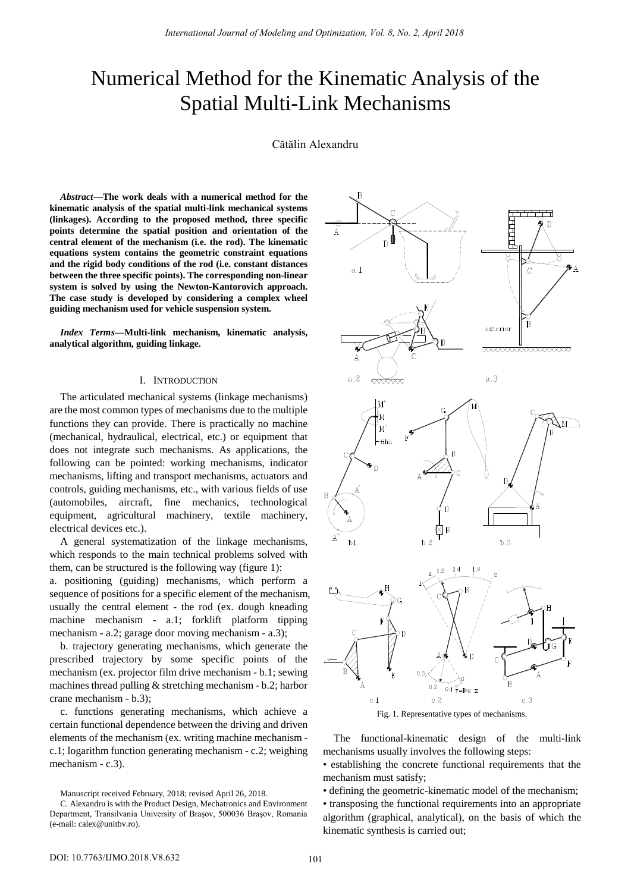# Numerical Method for the Kinematic Analysis of the Spatial Multi-Link Mechanisms

Cătălin Alexandru

***Abstract*—The work deals with a numerical method for the kinematic analysis of the spatial multi-link mechanical systems (linkages). According to the proposed method, three specific points determine the spatial position and orientation of the central element of the mechanism (i.e. the rod). The kinematic equations system contains the geometric constraint equations and the rigid body conditions of the rod (i.e. constant distances between the three specific points). The corresponding non-linear system is solved by using the Newton-Kantorovich approach. The case study is developed by considering a complex wheel guiding mechanism used for vehicle suspension system.**

***Index Terms*—Multi-link mechanism, kinematic analysis, analytical algorithm, guiding linkage.**

## I. Introduction

The articulated mechanical systems (linkage mechanisms) are the most common types of mechanisms due to the multiple functions they can provide. There is practically no machine (mechanical, hydraulical, electrical, etc.) or equipment that does not integrate such mechanisms. As applications, the following can be pointed: working mechanisms, indicator mechanisms, lifting and transport mechanisms, actuators and controls, guiding mechanisms, etc., with various fields of use (automobiles, aircraft, fine mechanics, technological equipment, agricultural machinery, textile machinery, electrical devices etc.).

A general systematization of the linkage mechanisms, which responds to the main technical problems solved with them, can be structured is the following way (figure 1):

a. positioning (guiding) mechanisms, which perform a sequence of positions for a specific element of the mechanism, usually the central element - the rod (ex. dough kneading machine mechanism - a.1; forklift platform tipping mechanism - a.2; garage door moving mechanism - a.3);

b. trajectory generating mechanisms, which generate the prescribed trajectory by some specific points of the mechanism (ex. projector film drive mechanism - b.1; sewing machines thread pulling & stretching mechanism - b.2; harbor crane mechanism - b.3);

c. functions generating mechanisms, which achieve a certain functional dependence between the driving and driven elements of the mechanism (ex. writing machine mechanism - c.1; logarithm function generating mechanism - c.2; weighing mechanism - c.3).

Fig. 1. Representative types of mechanisms.

The functional-kinematic design of the multi-link mechanisms usually involves the following steps:

- establishing the concrete functional requirements that the mechanism must satisfy;
- defining the geometric-kinematic model of the mechanism;
- transposing the functional requirements into an appropriate algorithm (graphical, analytical), on the basis of which the kinematic synthesis is carried out;

Manuscript received February, 2018; revised April 26, 2018.

C. Alexandru is with the Product Design, Mechatronics and Environment Department, Transilvania University of Brașov, 500036 Brașov, Romania (e-mail: calex@unitbv.ro).

DOI: 10.7763/IJMO.2018.V8.632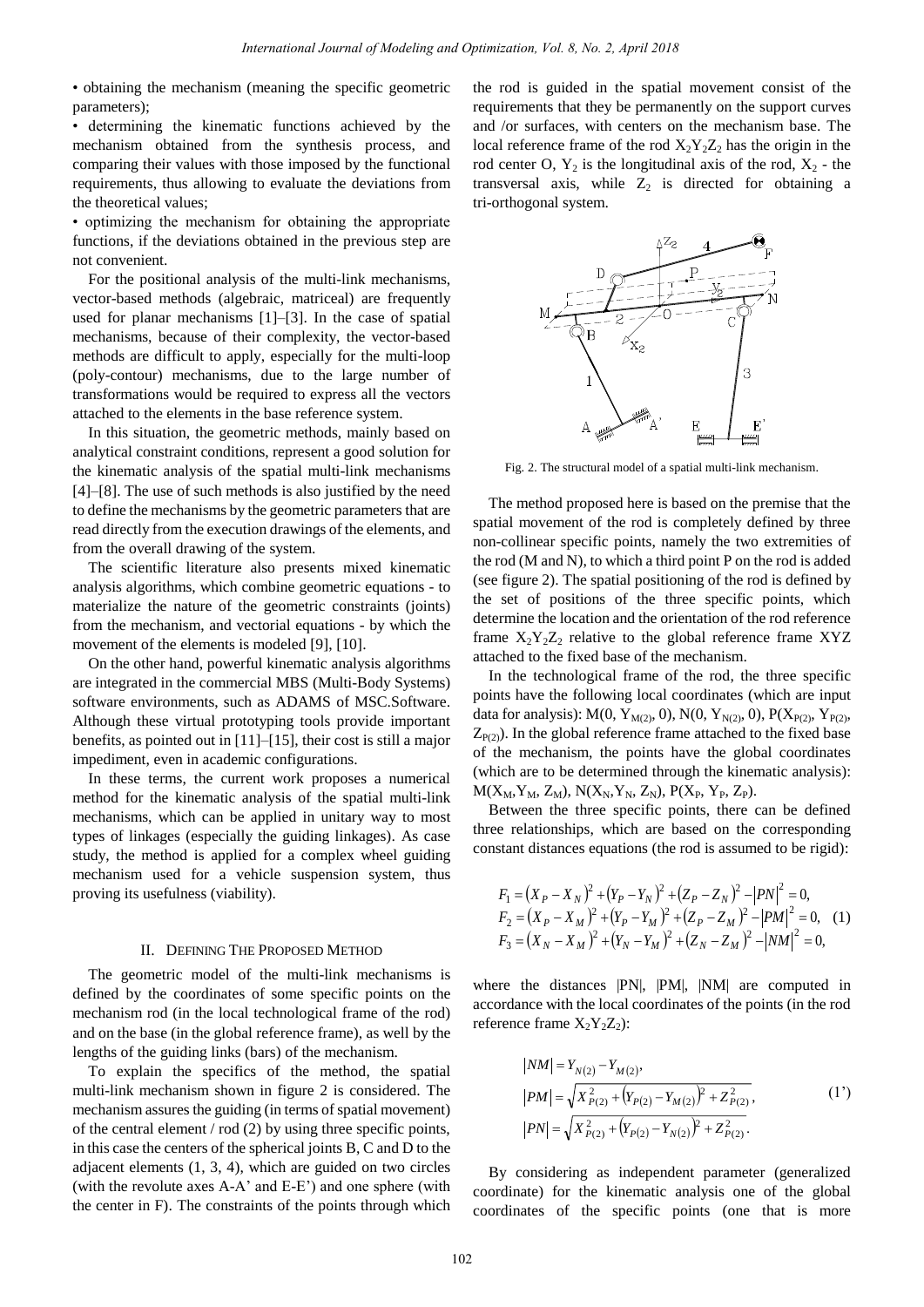• obtaining the mechanism (meaning the specific geometric parameters);

• determining the kinematic functions achieved by the mechanism obtained from the synthesis process, and comparing their values with those imposed by the functional requirements, thus allowing to evaluate the deviations from the theoretical values;

• optimizing the mechanism for obtaining the appropriate functions, if the deviations obtained in the previous step are not convenient.

For the positional analysis of the multi-link mechanisms, vector-based methods (algebraic, matriceal) are frequently used for planar mechanisms [1]–[3]. In the case of spatial mechanisms, because of their complexity, the vector-based methods are difficult to apply, especially for the multi-loop (poly-contour) mechanisms, due to the large number of transformations would be required to express all the vectors attached to the elements in the base reference system.

In this situation, the geometric methods, mainly based on analytical constraint conditions, represent a good solution for the kinematic analysis of the spatial multi-link mechanisms [4]–[8]. The use of such methods is also justified by the need to define the mechanisms by the geometric parameters that are read directly from the execution drawings of the elements, and from the overall drawing of the system.

The scientific literature also presents mixed kinematic analysis algorithms, which combine geometric equations - to materialize the nature of the geometric constraints (joints) from the mechanism, and vectorial equations - by which the movement of the elements is modeled [9], [10].

On the other hand, powerful kinematic analysis algorithms are integrated in the commercial MBS (Multi-Body Systems) software environments, such as ADAMS of MSC.Software. Although these virtual prototyping tools provide important benefits, as pointed out in [11]–[15], their cost is still a major impediment, even in academic configurations.

In these terms, the current work proposes a numerical method for the kinematic analysis of the spatial multi-link mechanisms, which can be applied in unitary way to most types of linkages (especially the guiding linkages). As case study, the method is applied for a complex wheel guiding mechanism used for a vehicle suspension system, thus proving its usefulness (viability).

## II. Defining The Proposed Method

The geometric model of the multi-link mechanisms is defined by the coordinates of some specific points on the mechanism rod (in the local technological frame of the rod) and on the base (in the global reference frame), as well by the lengths of the guiding links (bars) of the mechanism.

To explain the specifics of the method, the spatial multi-link mechanism shown in figure 2 is considered. The mechanism assures the guiding (in terms of spatial movement) of the central element / rod (2) by using three specific points, in this case the centers of the spherical joints B, C and D to the adjacent elements (1, 3, 4), which are guided on two circles (with the revolute axes A-A' and E-E') and one sphere (with the center in F). The constraints of the points through which the rod is guided in the spatial movement consist of the requirements that they be permanently on the support curves and /or surfaces, with centers on the mechanism base. The local reference frame of the rod $X_2Y_2Z_2$ has the origin in the rod center O, $Y_2$ is the longitudinal axis of the rod, $X_2$ - the transversal axis, while $Z_2$ is directed for obtaining a tri-orthogonal system.

Fig. 2. The structural model of a spatial multi-link mechanism.

The method proposed here is based on the premise that the spatial movement of the rod is completely defined by three non-collinear specific points, namely the two extremities of the rod (M and N), to which a third point P on the rod is added (see figure 2). The spatial positioning of the rod is defined by the set of positions of the three specific points, which determine the location and the orientation of the rod reference frame $X_2Y_2Z_2$ relative to the global reference frame XYZ attached to the fixed base of the mechanism.

In the technological frame of the rod, the three specific points have the following local coordinates (which are input data for analysis): $M(0, Y_{M(2)}, 0)$, $N(0, Y_{N(2)}, 0)$, $P(X_{P(2)}, Y_{P(2)}, Z_{P(2)})$. In the global reference frame attached to the fixed base of the mechanism, the points have the global coordinates (which are to be determined through the kinematic analysis): $M(X_M, Y_M, Z_M)$, $N(X_N, Y_N, Z_N)$, $P(X_P, Y_P, Z_P)$.

Between the three specific points, there can be defined three relationships, which are based on the corresponding constant distances equations (the rod is assumed to be rigid):

$$
\begin{aligned}
F_1 &= (X_P - X_N)^2 + (Y_P - Y_N)^2 + (Z_P - Z_N)^2 - |PN|^2 = 0, \\
F_2 &= (X_P - X_M)^2 + (Y_P - Y_M)^2 + (Z_P - Z_M)^2 - |PM|^2 = 0, \\
F_3 &= (X_N - X_M)^2 + (Y_N - Y_M)^2 + (Z_N - Z_M)^2 - |NM|^2 = 0,
\end{aligned} \quad (1)
$$

where the distances |PN|, |PM|, |NM| are computed in accordance with the local coordinates of the points (in the rod reference frame $X_2Y_2Z_2$):

$$
\begin{aligned}
|NM| &= Y_{N(2)} - Y_{M(2)}, \\
|PM| &= \sqrt{X_{P(2)}^2 + (Y_{P(2)} - Y_{M(2)})^2 + Z_{P(2)}^2}, \\
|PN| &= \sqrt{X_{P(2)}^2 + (Y_{P(2)} - Y_{N(2)})^2 + Z_{P(2)}^2}.
\end{aligned} \quad (1')
$$

By considering as independent parameter (generalized coordinate) for the kinematic analysis one of the global coordinates of the specific points (one that is more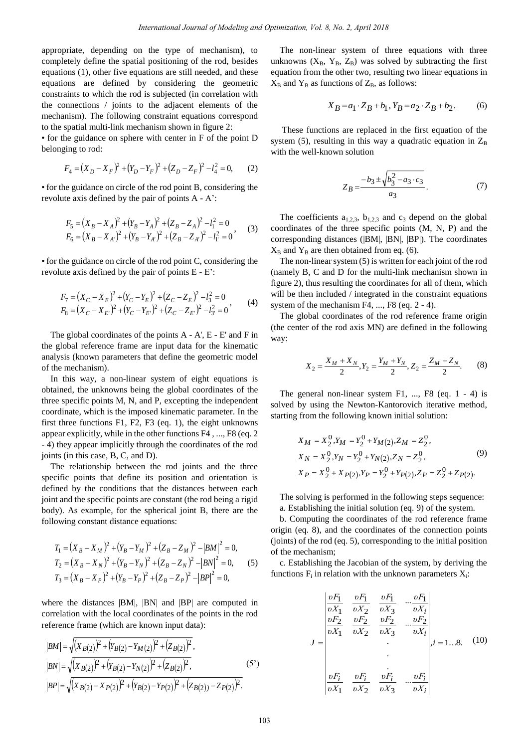appropriate, depending on the type of mechanism), to completely define the spatial positioning of the rod, besides equations (1), other five equations are still needed, and these equations are defined by considering the geometric constraints to which the rod is subjected (in correlation with the connections / joints to the adjacent elements of the mechanism). The following constraint equations correspond to the spatial multi-link mechanism shown in figure 2:

• for the guidance on sphere with center in F of the point D belonging to rod:

$$F_4 = (X_D - X_F)^2 + (Y_D - Y_F)^2 + (Z_D - Z_F)^2 - l_4^2 = 0, \qquad (2)$$

• for the guidance on circle of the rod point B, considering the revolute axis defined by the pair of points A - A':

$$\begin{aligned} F_5 &= (X_B - X_A)^2 + (Y_B - Y_A)^2 + (Z_B - Z_A)^2 - l_1^2 = 0 \\ F_6 &= (X_B - X_{A'})^2 + (Y_B - Y_{A'})^2 + (Z_B - Z_{A'})^2 - l_{1'}^2 = 0 \end{aligned}, \qquad (3)$$

• for the guidance on circle of the rod point C, considering the revolute axis defined by the pair of points E - E':

$$\begin{aligned} F_7 &= (X_C - X_E)^2 + (Y_C - Y_E)^2 + (Z_C - Z_E)^2 - l_3^2 = 0 \\ F_8 &= (X_C - X_{E'})^2 + (Y_C - Y_{E'})^2 + (Z_C - Z_{E'})^2 - l_{3'}^2 = 0 \end{aligned}, \qquad (4)$$

The global coordinates of the points A - A', E - E' and F in the global reference frame are input data for the kinematic analysis (known parameters that define the geometric model of the mechanism).

In this way, a non-linear system of eight equations is obtained, the unknowns being the global coordinates of the three specific points M, N, and P, excepting the independent coordinate, which is the imposed kinematic parameter. In the first three functions F1, F2, F3 (eq. 1), the eight unknowns appear explicitly, while in the other functions F4 , ..., F8 (eq. 2 - 4) they appear implicitly through the coordinates of the rod joints (in this case, B, C, and D).

The relationship between the rod joints and the three specific points that define its position and orientation is defined by the conditions that the distances between each joint and the specific points are constant (the rod being a rigid body). As example, for the spherical joint B, there are the following constant distance equations:

$$\begin{aligned} T_1 &= (X_B - X_M)^2 + (Y_B - Y_M)^2 + (Z_B - Z_M)^2 - |BM|^2 = 0, \\ T_2 &= (X_B - X_N)^2 + (Y_B - Y_N)^2 + (Z_B - Z_N)^2 - |BN|^2 = 0, \\ T_3 &= (X_B - X_P)^2 + (Y_B - Y_P)^2 + (Z_B - Z_P)^2 - |BP|^2 = 0, \end{aligned} \qquad (5)$$

where the distances |BM|, |BN| and |BP| are computed in correlation with the local coordinates of the points in the rod reference frame (which are known input data):

$$\begin{aligned} |BM| &= \sqrt{(X_{B(2)})^2 + (Y_{B(2)} - Y_{M(2)})^2 + (Z_{B(2)})^2}, \\ |BN| &= \sqrt{(X_{B(2)})^2 + (Y_{B(2)} - Y_{N(2)})^2 + (Z_{B(2)})^2}, \\ |BP| &= \sqrt{(X_{B(2)} - X_{P(2)})^2 + (Y_{B(2)} - Y_{P(2)})^2 + (Z_{B(2)} - Z_{P(2)})^2}. \end{aligned} \qquad (5')$$

The non-linear system of three equations with three unknowns ($X_B$, $Y_B$, $Z_B$) was solved by subtracting the first equation from the other two, resulting two linear equations in $X_B$ and $Y_B$ as functions of $Z_B$, as follows:

$$X_B = a_1 \cdot Z_B + b_1, \; Y_B = a_2 \cdot Z_B + b_2. \qquad (6)$$

These functions are replaced in the first equation of the system (5), resulting in this way a quadratic equation in $Z_B$ with the well-known solution

$$Z_B = \frac{-b_3 \pm \sqrt{b_3^2 - a_3 \cdot c_3}}{a_3}. \qquad (7)$$

The coefficients $a_{1,2,3}$, $b_{1,2,3}$ and $c_3$ depend on the global coordinates of the three specific points (M, N, P) and the corresponding distances (|BM|, |BN|, |BP|). The coordinates $X_B$ and $Y_B$ are then obtained from eq. (6).

The non-linear system (5) is written for each joint of the rod (namely B, C and D for the multi-link mechanism shown in figure 2), thus resulting the coordinates for all of them, which will be then included / integrated in the constraint equations system of the mechanism F4, ..., F8 (eq. 2 - 4).

The global coordinates of the rod reference frame origin (the center of the rod axis MN) are defined in the following way:

$$X_2 = \frac{X_M + X_N}{2}, Y_2 = \frac{Y_M + Y_N}{2}, Z_2 = \frac{Z_M + Z_N}{2}. \qquad (8)$$

The general non-linear system F1, ..., F8 (eq. 1 - 4) is solved by using the Newton-Kantorovich iterative method, starting from the following known initial solution:

$$\begin{aligned} X_M &= X_2^0, Y_M = Y_2^0 + Y_{M(2)}, Z_M = Z_2^0, \\ X_N &= X_2^0, Y_N = Y_2^0 + Y_{N(2)}, Z_N = Z_2^0, \\ X_P &= X_2^0 + X_{P(2)}, Y_P = Y_2^0 + Y_{P(2)}, Z_P = Z_2^0 + Z_{P(2)}. \end{aligned} \qquad (9)$$

The solving is performed in the following steps sequence:

a. Establishing the initial solution (eq. 9) of the system.

b. Computing the coordinates of the rod reference frame origin (eq. 8), and the coordinates of the connection points (joints) of the rod (eq. 5), corresponding to the initial position of the mechanism;

c. Establishing the Jacobian of the system, by deriving the functions $F_i$ in relation with the unknown parameters $X_i$:

$$J = \begin{vmatrix} \frac{\partial F_1}{\partial X_1} & \frac{\partial F_1}{\partial X_2} & \frac{\partial F_1}{\partial X_3} & \cdots \frac{\partial F_1}{\partial X_i} \\ \frac{\partial F_2}{\partial X_1} & \frac{\partial F_2}{\partial X_2} & \frac{\partial F_2}{\partial X_3} & \cdots \frac{\partial F_2}{\partial X_i} \\ & & \cdot & \\ & & \cdot & \\ & & \cdot & \\ \frac{\partial F_i}{\partial X_1} & \frac{\partial F_i}{\partial X_2} & \frac{\partial F_i}{\partial X_3} & \cdots \frac{\partial F_i}{\partial X_i} \end{vmatrix}, i = 1 \ldots 8. \qquad (10)$$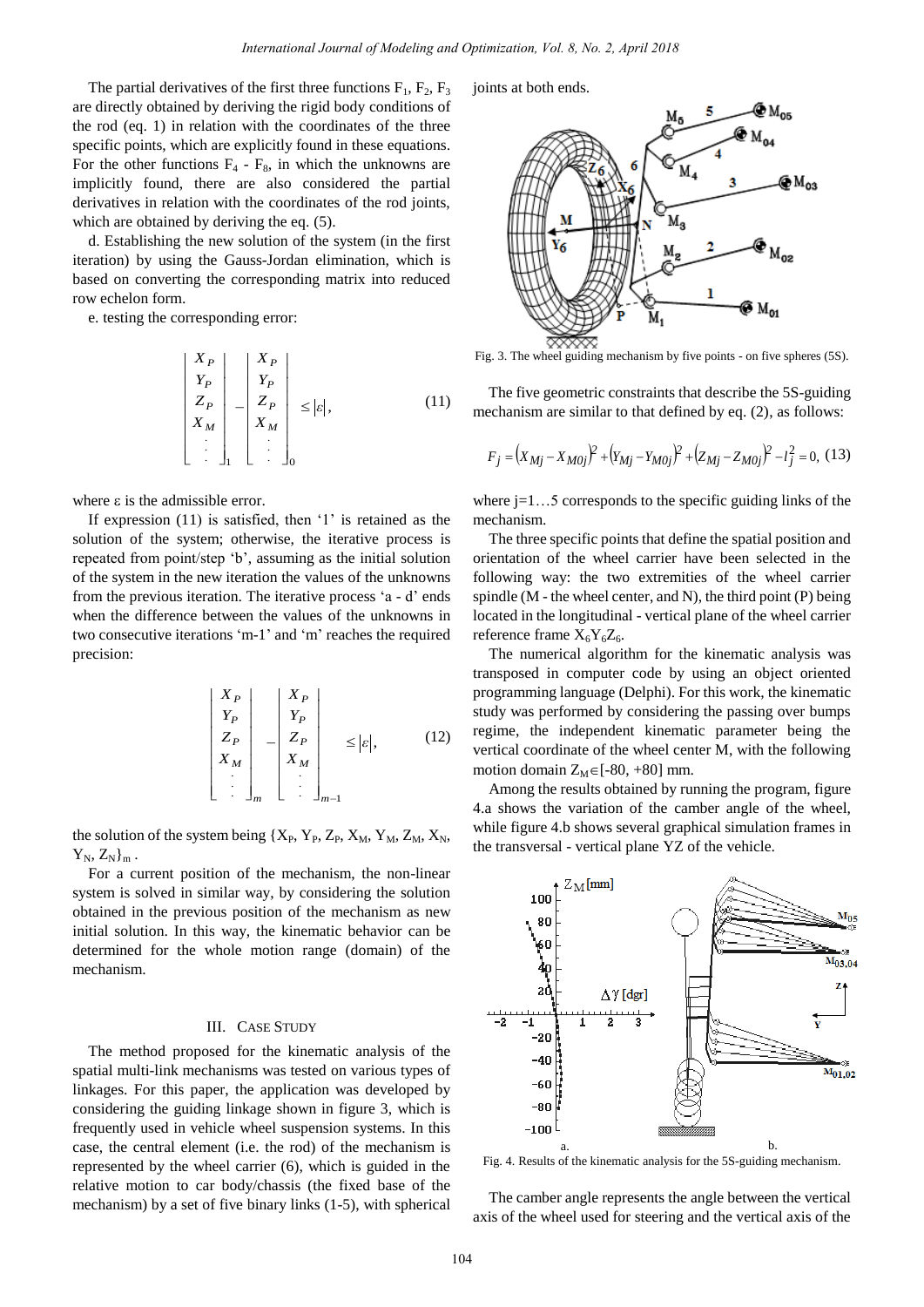The partial derivatives of the first three functions $F_1$, $F_2$, $F_3$ are directly obtained by deriving the rigid body conditions of the rod (eq. 1) in relation with the coordinates of the three specific points, which are explicitly found in these equations. For the other functions $F_4$ - $F_8$, in which the unknowns are implicitly found, there are also considered the partial derivatives in relation with the coordinates of the rod joints, which are obtained by deriving the eq. (5).

d. Establishing the new solution of the system (in the first iteration) by using the Gauss-Jordan elimination, which is based on converting the corresponding matrix into reduced row echelon form.

e. testing the corresponding error:

$$\begin{bmatrix} X_P \\ Y_P \\ Z_P \\ X_M \\ \vdots \end{bmatrix}_1 - \begin{bmatrix} X_P \\ Y_P \\ Z_P \\ X_M \\ \vdots \end{bmatrix}_0 \leq |\varepsilon|, \tag{11}$$

where ε is the admissible error.

If expression (11) is satisfied, then '1' is retained as the solution of the system; otherwise, the iterative process is repeated from point/step 'b', assuming as the initial solution of the system in the new iteration the values of the unknowns from the previous iteration. The iterative process 'a - d' ends when the difference between the values of the unknowns in two consecutive iterations 'm-1' and 'm' reaches the required precision:

$$\begin{bmatrix} X_P \\ Y_P \\ Z_P \\ X_M \\ \vdots \end{bmatrix}_m - \begin{bmatrix} X_P \\ Y_P \\ Z_P \\ X_M \\ \vdots \end{bmatrix}_{m-1} \leq |\varepsilon|, \tag{12}$$

the solution of the system being $\{X_P, Y_P, Z_P, X_M, Y_M, Z_M, X_N, Y_N, Z_N\}_m$.

For a current position of the mechanism, the non-linear system is solved in similar way, by considering the solution obtained in the previous position of the mechanism as new initial solution. In this way, the kinematic behavior can be determined for the whole motion range (domain) of the mechanism.

## III. Case Study

The method proposed for the kinematic analysis of the spatial multi-link mechanisms was tested on various types of linkages. For this paper, the application was developed by considering the guiding linkage shown in figure 3, which is frequently used in vehicle wheel suspension systems. In this case, the central element (i.e. the rod) of the mechanism is represented by the wheel carrier (6), which is guided in the relative motion to car body/chassis (the fixed base of the mechanism) by a set of five binary links (1-5), with spherical joints at both ends.

Fig. 3. The wheel guiding mechanism by five points - on five spheres (5S).

The five geometric constraints that describe the 5S-guiding mechanism are similar to that defined by eq. (2), as follows:

$$F_j = (X_{Mj} - X_{M0j})^2 + (Y_{Mj} - Y_{M0j})^2 + (Z_{Mj} - Z_{M0j})^2 - l_j^2 = 0, \tag{13}$$

where j=1…5 corresponds to the specific guiding links of the mechanism.

The three specific points that define the spatial position and orientation of the wheel carrier have been selected in the following way: the two extremities of the wheel carrier spindle (M - the wheel center, and N), the third point (P) being located in the longitudinal - vertical plane of the wheel carrier reference frame $X_6Y_6Z_6$.

The numerical algorithm for the kinematic analysis was transposed in computer code by using an object oriented programming language (Delphi). For this work, the kinematic study was performed by considering the passing over bumps regime, the independent kinematic parameter being the vertical coordinate of the wheel center M, with the following motion domain $Z_M \in [-80, +80]$ mm.

Among the results obtained by running the program, figure 4.a shows the variation of the camber angle of the wheel, while figure 4.b shows several graphical simulation frames in the transversal - vertical plane YZ of the vehicle.

Fig. 4. Results of the kinematic analysis for the 5S-guiding mechanism.

The camber angle represents the angle between the vertical axis of the wheel used for steering and the vertical axis of the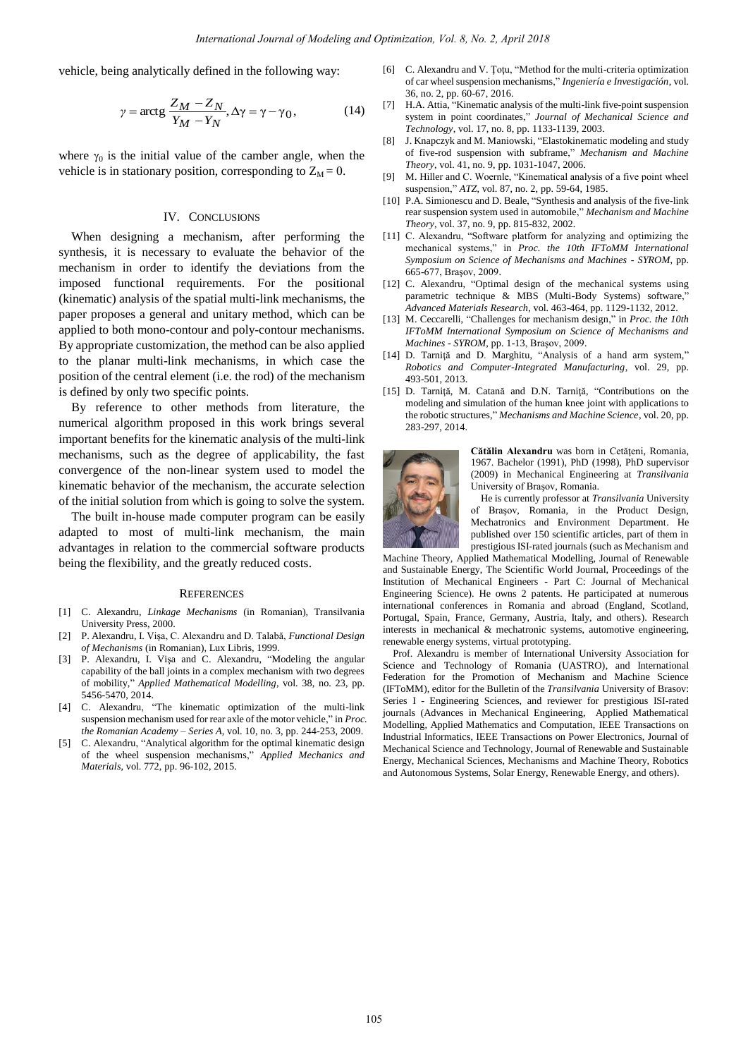vehicle, being analytically defined in the following way:

$$\gamma = \operatorname{arctg} \frac{Z_M - Z_N}{Y_M - Y_N}, \Delta\gamma = \gamma - \gamma_0, \quad (14)$$

where $\gamma_0$ is the initial value of the camber angle, when the vehicle is in stationary position, corresponding to $Z_M = 0$.

## IV. Conclusions

When designing a mechanism, after performing the synthesis, it is necessary to evaluate the behavior of the mechanism in order to identify the deviations from the imposed functional requirements. For the positional (kinematic) analysis of the spatial multi-link mechanisms, the paper proposes a general and unitary method, which can be applied to both mono-contour and poly-contour mechanisms. By appropriate customization, the method can be also applied to the planar multi-link mechanisms, in which case the position of the central element (i.e. the rod) of the mechanism is defined by only two specific points.

By reference to other methods from literature, the numerical algorithm proposed in this work brings several important benefits for the kinematic analysis of the multi-link mechanisms, such as the degree of applicability, the fast convergence of the non-linear system used to model the kinematic behavior of the mechanism, the accurate selection of the initial solution from which is going to solve the system.

The built in-house made computer program can be easily adapted to most of multi-link mechanism, the main advantages in relation to the commercial software products being the flexibility, and the greatly reduced costs.

## References

[1] C. Alexandru, *Linkage Mechanisms* (in Romanian), Transilvania University Press, 2000.

[2] P. Alexandru, I. Vişa, C. Alexandru and D. Talabă, *Functional Design of Mechanisms* (in Romanian), Lux Libris, 1999.

[3] P. Alexandru, I. Vişa and C. Alexandru, "Modeling the angular capability of the ball joints in a complex mechanism with two degrees of mobility," *Applied Mathematical Modelling*, vol. 38, no. 23, pp. 5456-5470, 2014.

[4] C. Alexandru, "The kinematic optimization of the multi-link suspension mechanism used for rear axle of the motor vehicle," in *Proc. the Romanian Academy – Series A*, vol. 10, no. 3, pp. 244-253, 2009.

[5] C. Alexandru, "Analytical algorithm for the optimal kinematic design of the wheel suspension mechanisms," *Applied Mechanics and Materials*, vol. 772, pp. 96-102, 2015.

[6] C. Alexandru and V. Ţoţu, "Method for the multi-criteria optimization of car wheel suspension mechanisms," *Ingeniería e Investigación*, vol. 36, no. 2, pp. 60-67, 2016.

[7] H.A. Attia, "Kinematic analysis of the multi-link five-point suspension system in point coordinates," *Journal of Mechanical Science and Technology*, vol. 17, no. 8, pp. 1133-1139, 2003.

[8] J. Knapczyk and M. Maniowski, "Elastokinematic modeling and study of five-rod suspension with subframe," *Mechanism and Machine Theory*, vol. 41, no. 9, pp. 1031-1047, 2006.

[9] M. Hiller and C. Woernle, "Kinematical analysis of a five point wheel suspension," *ATZ*, vol. 87, no. 2, pp. 59-64, 1985.

[10] P.A. Simionescu and D. Beale, "Synthesis and analysis of the five-link rear suspension system used in automobile," *Mechanism and Machine Theory*, vol. 37, no. 9, pp. 815-832, 2002.

[11] C. Alexandru, "Software platform for analyzing and optimizing the mechanical systems," in *Proc. the 10th IFToMM International Symposium on Science of Mechanisms and Machines - SYROM*, pp. 665-677, Braşov, 2009.

[12] C. Alexandru, "Optimal design of the mechanical systems using parametric technique & MBS (Multi-Body Systems) software," *Advanced Materials Research*, vol. 463-464, pp. 1129-1132, 2012.

[13] M. Ceccarelli, "Challenges for mechanism design," in *Proc. the 10th IFToMM International Symposium on Science of Mechanisms and Machines - SYROM*, pp. 1-13, Braşov, 2009.

[14] D. Tarniţă and D. Marghitu, "Analysis of a hand arm system," *Robotics and Computer-Integrated Manufacturing*, vol. 29, pp. 493-501, 2013.

[15] D. Tarniţă, M. Catană and D.N. Tarniţă, "Contributions on the modeling and simulation of the human knee joint with applications to the robotic structures," *Mechanisms and Machine Science*, vol. 20, pp. 283-297, 2014.

**Cătălin Alexandru** was born in Cetăţeni, Romania, 1967. Bachelor (1991), PhD (1998), PhD supervisor (2009) in Mechanical Engineering at *Transilvania* University of Braşov, Romania.

He is currently professor at *Transilvania* University of Braşov, Romania, in the Product Design, Mechatronics and Environment Department. He published over 150 scientific articles, part of them in prestigious ISI-rated journals (such as Mechanism and Machine Theory, Applied Mathematical Modelling, Journal of Renewable and Sustainable Energy, The Scientific World Journal, Proceedings of the Institution of Mechanical Engineers - Part C: Journal of Mechanical Engineering Science). He owns 2 patents. He participated at numerous international conferences in Romania and abroad (England, Scotland, Portugal, Spain, France, Germany, Austria, Italy, and others). Research interests in mechanical & mechatronic systems, automotive engineering, renewable energy systems, virtual prototyping.

Prof. Alexandru is member of International University Association for Science and Technology of Romania (UASTRO), and International Federation for the Promotion of Mechanism and Machine Science (IFToMM), editor for the Bulletin of the *Transilvania* University of Brasov: Series I - Engineering Sciences, and reviewer for prestigious ISI-rated journals (Advances in Mechanical Engineering, Applied Mathematical Modelling, Applied Mathematics and Computation, IEEE Transactions on Industrial Informatics, IEEE Transactions on Power Electronics, Journal of Mechanical Science and Technology, Journal of Renewable and Sustainable Energy, Mechanical Sciences, Mechanisms and Machine Theory, Robotics and Autonomous Systems, Solar Energy, Renewable Energy, and others).